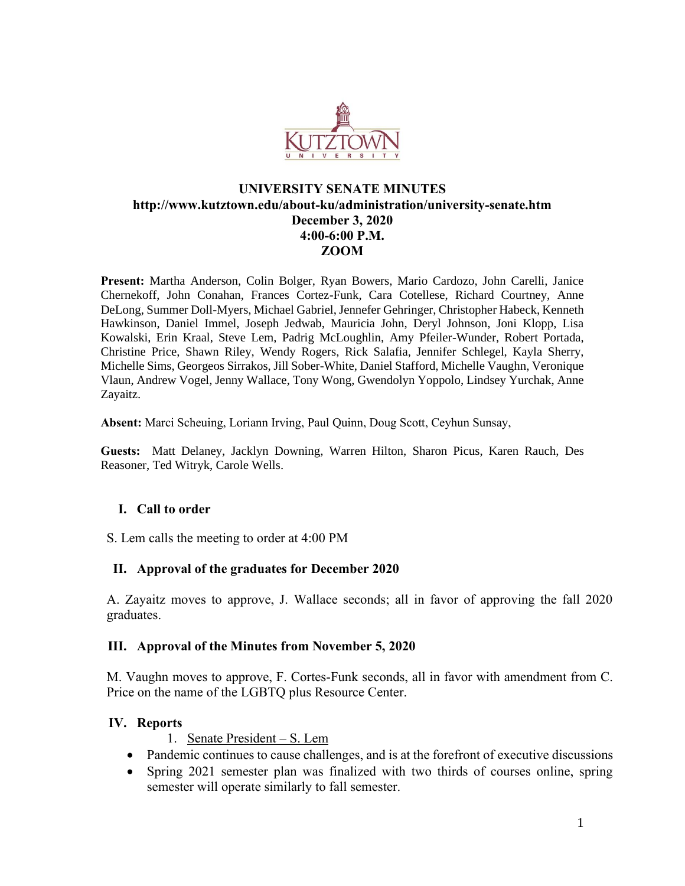# UNIVERSITY SENATE MINUTES

**http://www.kutztown.edu/about-ku/administration/university-senate.htm**
**December 3, 2020**
**4:00-6:00 P.M.**
**ZOOM**

**Present:** Martha Anderson, Colin Bolger, Ryan Bowers, Mario Cardozo, John Carelli, Janice Chernekoff, John Conahan, Frances Cortez-Funk, Cara Cotellese, Richard Courtney, Anne DeLong, Summer Doll-Myers, Michael Gabriel, Jennefer Gehringer, Christopher Habeck, Kenneth Hawkinson, Daniel Immel, Joseph Jedwab, Mauricia John, Deryl Johnson, Joni Klopp, Lisa Kowalski, Erin Kraal, Steve Lem, Padrig McLoughlin, Amy Pfeiler-Wunder, Robert Portada, Christine Price, Shawn Riley, Wendy Rogers, Rick Salafia, Jennifer Schlegel, Kayla Sherry, Michelle Sims, Georgeos Sirrakos, Jill Sober-White, Daniel Stafford, Michelle Vaughn, Veronique Vlaun, Andrew Vogel, Jenny Wallace, Tony Wong, Gwendolyn Yoppolo, Lindsey Yurchak, Anne Zayaitz.

**Absent:** Marci Scheuing, Loriann Irving, Paul Quinn, Doug Scott, Ceyhun Sunsay,

**Guests:** Matt Delaney, Jacklyn Downing, Warren Hilton, Sharon Picus, Karen Rauch, Des Reasoner, Ted Witryk, Carole Wells.

## I. Call to order

S. Lem calls the meeting to order at 4:00 PM

## II. Approval of the graduates for December 2020

A. Zayaitz moves to approve, J. Wallace seconds; all in favor of approving the fall 2020 graduates.

## III. Approval of the Minutes from November 5, 2020

M. Vaughn moves to approve, F. Cortes-Funk seconds, all in favor with amendment from C. Price on the name of the LGBTQ plus Resource Center.

## IV. Reports

1. Senate President – S. Lem

- Pandemic continues to cause challenges, and is at the forefront of executive discussions
- Spring 2021 semester plan was finalized with two thirds of courses online, spring semester will operate similarly to fall semester.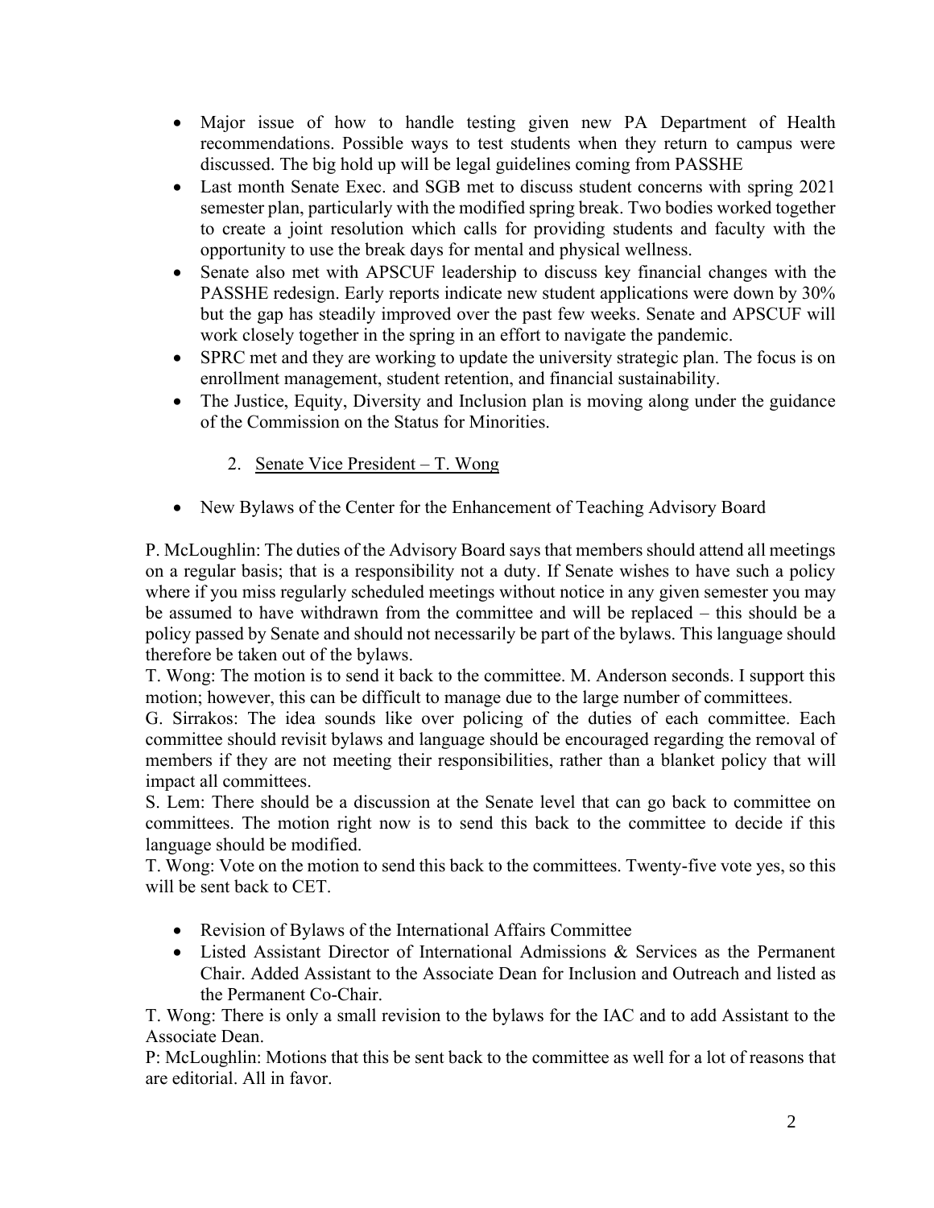- Major issue of how to handle testing given new PA Department of Health recommendations. Possible ways to test students when they return to campus were discussed. The big hold up will be legal guidelines coming from PASSHE
- Last month Senate Exec. and SGB met to discuss student concerns with spring 2021 semester plan, particularly with the modified spring break. Two bodies worked together to create a joint resolution which calls for providing students and faculty with the opportunity to use the break days for mental and physical wellness.
- Senate also met with APSCUF leadership to discuss key financial changes with the PASSHE redesign. Early reports indicate new student applications were down by 30% but the gap has steadily improved over the past few weeks. Senate and APSCUF will work closely together in the spring in an effort to navigate the pandemic.
- SPRC met and they are working to update the university strategic plan. The focus is on enrollment management, student retention, and financial sustainability.
- The Justice, Equity, Diversity and Inclusion plan is moving along under the guidance of the Commission on the Status for Minorities.

2. <u>Senate Vice President – T. Wong</u>

- New Bylaws of the Center for the Enhancement of Teaching Advisory Board

P. McLoughlin: The duties of the Advisory Board says that members should attend all meetings on a regular basis; that is a responsibility not a duty. If Senate wishes to have such a policy where if you miss regularly scheduled meetings without notice in any given semester you may be assumed to have withdrawn from the committee and will be replaced – this should be a policy passed by Senate and should not necessarily be part of the bylaws. This language should therefore be taken out of the bylaws.

T. Wong: The motion is to send it back to the committee. M. Anderson seconds. I support this motion; however, this can be difficult to manage due to the large number of committees.

G. Sirrakos: The idea sounds like over policing of the duties of each committee. Each committee should revisit bylaws and language should be encouraged regarding the removal of members if they are not meeting their responsibilities, rather than a blanket policy that will impact all committees.

S. Lem: There should be a discussion at the Senate level that can go back to committee on committees. The motion right now is to send this back to the committee to decide if this language should be modified.

T. Wong: Vote on the motion to send this back to the committees. Twenty-five vote yes, so this will be sent back to CET.

- Revision of Bylaws of the International Affairs Committee
- Listed Assistant Director of International Admissions & Services as the Permanent Chair. Added Assistant to the Associate Dean for Inclusion and Outreach and listed as the Permanent Co-Chair.

T. Wong: There is only a small revision to the bylaws for the IAC and to add Assistant to the Associate Dean.

P: McLoughlin: Motions that this be sent back to the committee as well for a lot of reasons that are editorial. All in favor.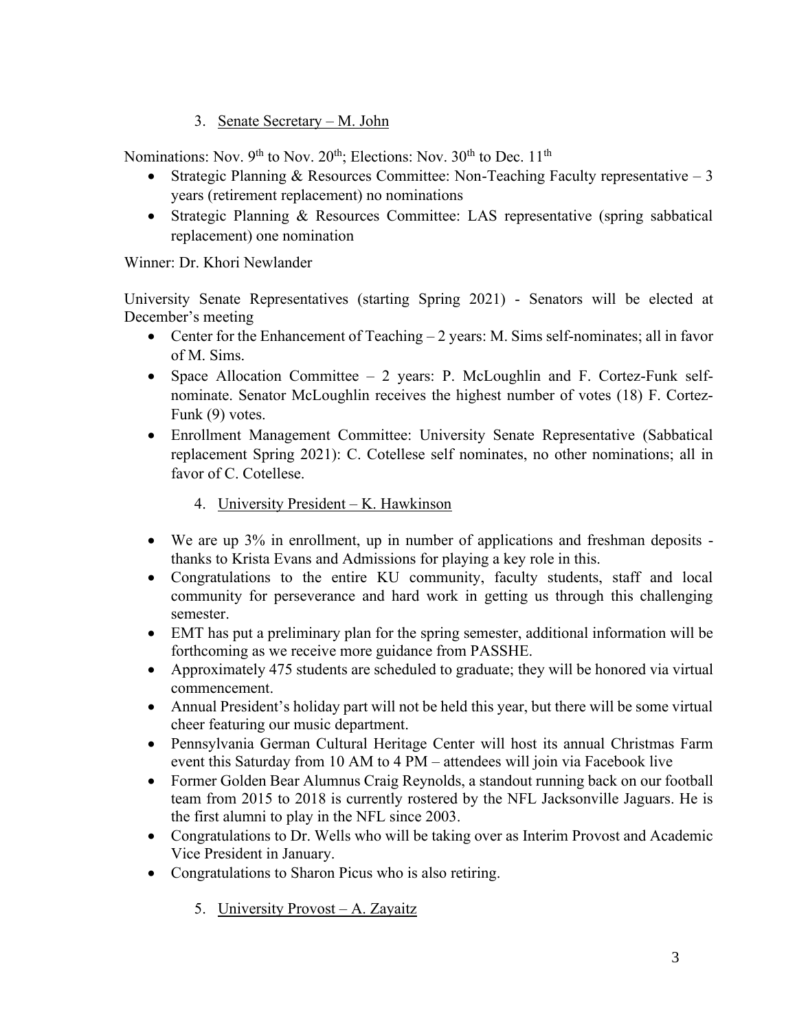3. Senate Secretary – M. John

Nominations: Nov. 9th to Nov. 20th; Elections: Nov. 30th to Dec. 11th

- Strategic Planning & Resources Committee: Non-Teaching Faculty representative – 3 years (retirement replacement) no nominations
- Strategic Planning & Resources Committee: LAS representative (spring sabbatical replacement) one nomination

Winner: Dr. Khori Newlander

University Senate Representatives (starting Spring 2021) - Senators will be elected at December's meeting

- Center for the Enhancement of Teaching – 2 years: M. Sims self-nominates; all in favor of M. Sims.
- Space Allocation Committee – 2 years: P. McLoughlin and F. Cortez-Funk self-nominate. Senator McLoughlin receives the highest number of votes (18) F. Cortez-Funk (9) votes.
- Enrollment Management Committee: University Senate Representative (Sabbatical replacement Spring 2021): C. Cotellese self nominates, no other nominations; all in favor of C. Cotellese.

4. University President – K. Hawkinson

- We are up 3% in enrollment, up in number of applications and freshman deposits - thanks to Krista Evans and Admissions for playing a key role in this.
- Congratulations to the entire KU community, faculty students, staff and local community for perseverance and hard work in getting us through this challenging semester.
- EMT has put a preliminary plan for the spring semester, additional information will be forthcoming as we receive more guidance from PASSHE.
- Approximately 475 students are scheduled to graduate; they will be honored via virtual commencement.
- Annual President's holiday part will not be held this year, but there will be some virtual cheer featuring our music department.
- Pennsylvania German Cultural Heritage Center will host its annual Christmas Farm event this Saturday from 10 AM to 4 PM – attendees will join via Facebook live
- Former Golden Bear Alumnus Craig Reynolds, a standout running back on our football team from 2015 to 2018 is currently rostered by the NFL Jacksonville Jaguars. He is the first alumni to play in the NFL since 2003.
- Congratulations to Dr. Wells who will be taking over as Interim Provost and Academic Vice President in January.
- Congratulations to Sharon Picus who is also retiring.

5. University Provost – A. Zayaitz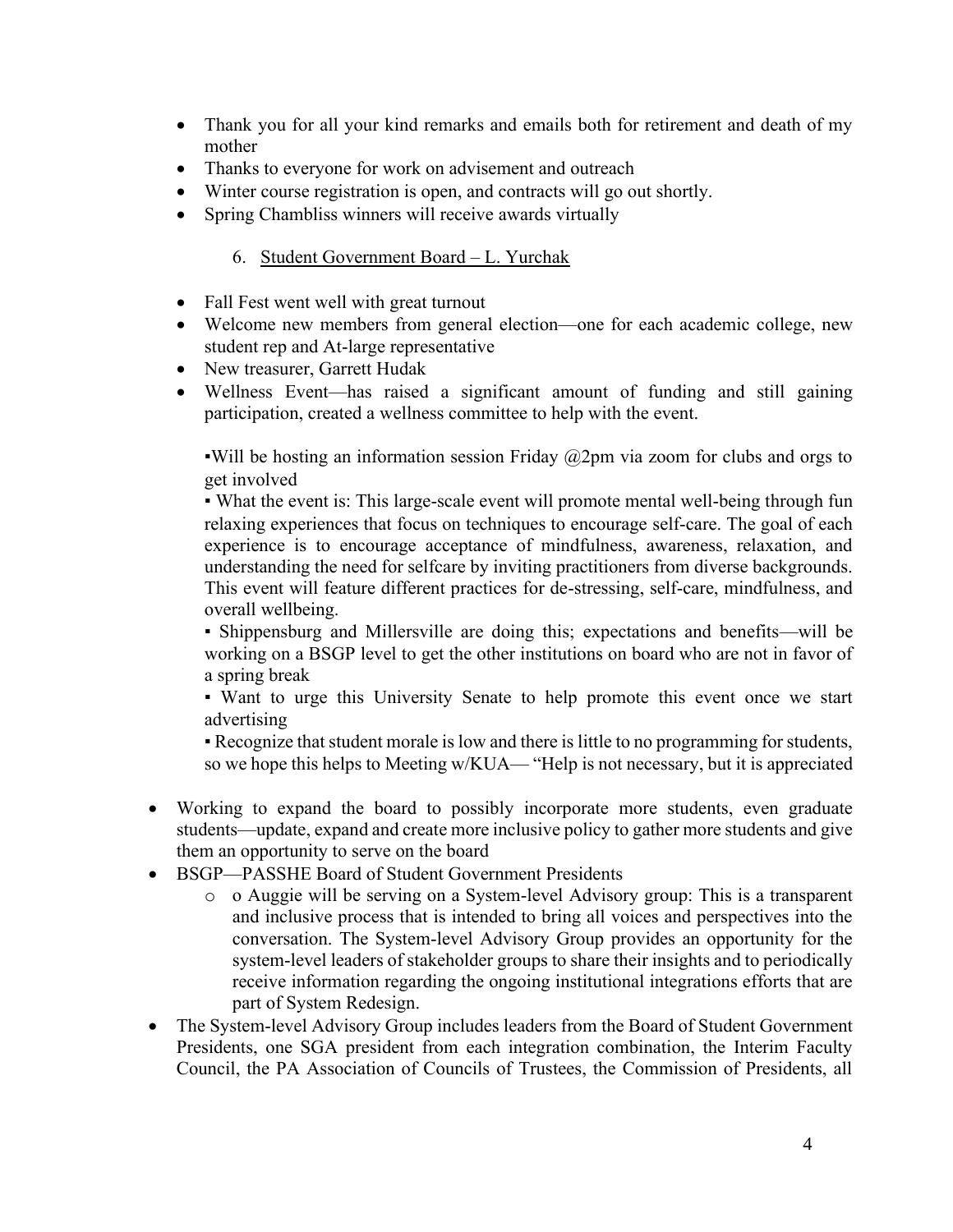- Thank you for all your kind remarks and emails both for retirement and death of my mother
- Thanks to everyone for work on advisement and outreach
- Winter course registration is open, and contracts will go out shortly.
- Spring Chambliss winners will receive awards virtually

6. Student Government Board – L. Yurchak

- Fall Fest went well with great turnout
- Welcome new members from general election—one for each academic college, new student rep and At-large representative
- New treasurer, Garrett Hudak
- Wellness Event—has raised a significant amount of funding and still gaining participation, created a wellness committee to help with the event.

  ▪Will be hosting an information session Friday @2pm via zoom for clubs and orgs to get involved

  ▪ What the event is: This large-scale event will promote mental well-being through fun relaxing experiences that focus on techniques to encourage self-care. The goal of each experience is to encourage acceptance of mindfulness, awareness, relaxation, and understanding the need for selfcare by inviting practitioners from diverse backgrounds. This event will feature different practices for de-stressing, self-care, mindfulness, and overall wellbeing.

  ▪ Shippensburg and Millersville are doing this; expectations and benefits—will be working on a BSGP level to get the other institutions on board who are not in favor of a spring break

  ▪ Want to urge this University Senate to help promote this event once we start advertising

  ▪ Recognize that student morale is low and there is little to no programming for students, so we hope this helps to Meeting w/KUA— "Help is not necessary, but it is appreciated

- Working to expand the board to possibly incorporate more students, even graduate students—update, expand and create more inclusive policy to gather more students and give them an opportunity to serve on the board
- BSGP—PASSHE Board of Student Government Presidents
  - o Auggie will be serving on a System-level Advisory group: This is a transparent and inclusive process that is intended to bring all voices and perspectives into the conversation. The System-level Advisory Group provides an opportunity for the system-level leaders of stakeholder groups to share their insights and to periodically receive information regarding the ongoing institutional integrations efforts that are part of System Redesign.
- The System-level Advisory Group includes leaders from the Board of Student Government Presidents, one SGA president from each integration combination, the Interim Faculty Council, the PA Association of Councils of Trustees, the Commission of Presidents, all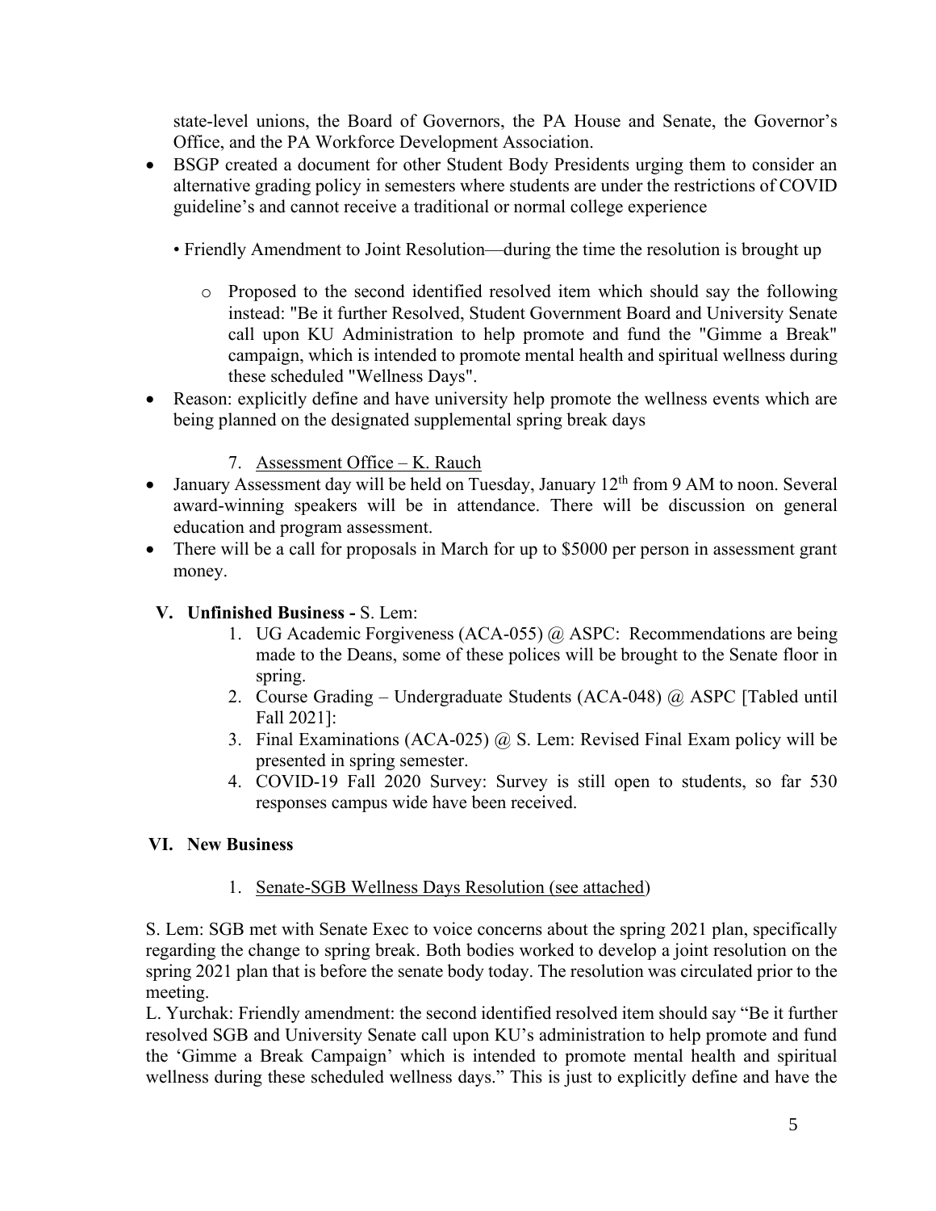state-level unions, the Board of Governors, the PA House and Senate, the Governor's Office, and the PA Workforce Development Association.

- BSGP created a document for other Student Body Presidents urging them to consider an alternative grading policy in semesters where students are under the restrictions of COVID guideline's and cannot receive a traditional or normal college experience

  • Friendly Amendment to Joint Resolution—during the time the resolution is brought up

    - Proposed to the second identified resolved item which should say the following instead: "Be it further Resolved, Student Government Board and University Senate call upon KU Administration to help promote and fund the "Gimme a Break" campaign, which is intended to promote mental health and spiritual wellness during these scheduled "Wellness Days".
- Reason: explicitly define and have university help promote the wellness events which are being planned on the designated supplemental spring break days

7. Assessment Office – K. Rauch

- January Assessment day will be held on Tuesday, January 12th from 9 AM to noon. Several award-winning speakers will be in attendance. There will be discussion on general education and program assessment.
- There will be a call for proposals in March for up to $5000 per person in assessment grant money.

## V. Unfinished Business - S. Lem:

1. UG Academic Forgiveness (ACA-055) @ ASPC: Recommendations are being made to the Deans, some of these polices will be brought to the Senate floor in spring.
2. Course Grading – Undergraduate Students (ACA-048) @ ASPC [Tabled until Fall 2021]:
3. Final Examinations (ACA-025) @ S. Lem: Revised Final Exam policy will be presented in spring semester.
4. COVID-19 Fall 2020 Survey: Survey is still open to students, so far 530 responses campus wide have been received.

## VI. New Business

1. Senate-SGB Wellness Days Resolution (see attached)

S. Lem: SGB met with Senate Exec to voice concerns about the spring 2021 plan, specifically regarding the change to spring break. Both bodies worked to develop a joint resolution on the spring 2021 plan that is before the senate body today. The resolution was circulated prior to the meeting.

L. Yurchak: Friendly amendment: the second identified resolved item should say "Be it further resolved SGB and University Senate call upon KU's administration to help promote and fund the 'Gimme a Break Campaign' which is intended to promote mental health and spiritual wellness during these scheduled wellness days." This is just to explicitly define and have the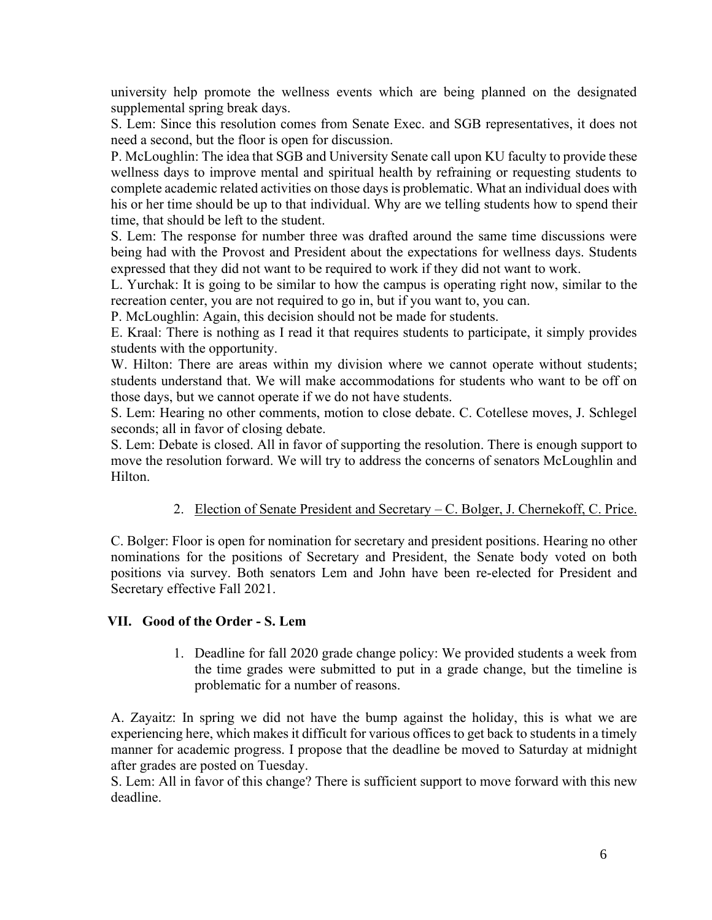university help promote the wellness events which are being planned on the designated supplemental spring break days.

S. Lem: Since this resolution comes from Senate Exec. and SGB representatives, it does not need a second, but the floor is open for discussion.

P. McLoughlin: The idea that SGB and University Senate call upon KU faculty to provide these wellness days to improve mental and spiritual health by refraining or requesting students to complete academic related activities on those days is problematic. What an individual does with his or her time should be up to that individual. Why are we telling students how to spend their time, that should be left to the student.

S. Lem: The response for number three was drafted around the same time discussions were being had with the Provost and President about the expectations for wellness days. Students expressed that they did not want to be required to work if they did not want to work.

L. Yurchak: It is going to be similar to how the campus is operating right now, similar to the recreation center, you are not required to go in, but if you want to, you can.

P. McLoughlin: Again, this decision should not be made for students.

E. Kraal: There is nothing as I read it that requires students to participate, it simply provides students with the opportunity.

W. Hilton: There are areas within my division where we cannot operate without students; students understand that. We will make accommodations for students who want to be off on those days, but we cannot operate if we do not have students.

S. Lem: Hearing no other comments, motion to close debate. C. Cotellese moves, J. Schlegel seconds; all in favor of closing debate.

S. Lem: Debate is closed. All in favor of supporting the resolution. There is enough support to move the resolution forward. We will try to address the concerns of senators McLoughlin and Hilton.

2. <u>Election of Senate President and Secretary – C. Bolger, J. Chernekoff, C. Price.</u>

C. Bolger: Floor is open for nomination for secretary and president positions. Hearing no other nominations for the positions of Secretary and President, the Senate body voted on both positions via survey. Both senators Lem and John have been re-elected for President and Secretary effective Fall 2021.

## VII. Good of the Order - S. Lem

1. Deadline for fall 2020 grade change policy: We provided students a week from the time grades were submitted to put in a grade change, but the timeline is problematic for a number of reasons.

A. Zayaitz: In spring we did not have the bump against the holiday, this is what we are experiencing here, which makes it difficult for various offices to get back to students in a timely manner for academic progress. I propose that the deadline be moved to Saturday at midnight after grades are posted on Tuesday.

S. Lem: All in favor of this change? There is sufficient support to move forward with this new deadline.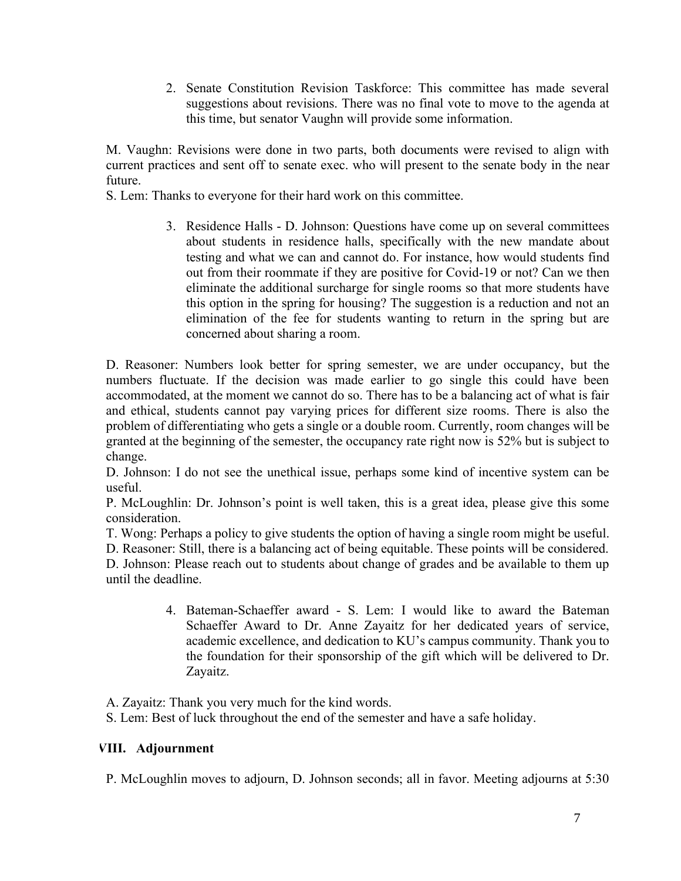2. Senate Constitution Revision Taskforce: This committee has made several suggestions about revisions. There was no final vote to move to the agenda at this time, but senator Vaughn will provide some information.

M. Vaughn: Revisions were done in two parts, both documents were revised to align with current practices and sent off to senate exec. who will present to the senate body in the near future.
S. Lem: Thanks to everyone for their hard work on this committee.

3. Residence Halls - D. Johnson: Questions have come up on several committees about students in residence halls, specifically with the new mandate about testing and what we can and cannot do. For instance, how would students find out from their roommate if they are positive for Covid-19 or not? Can we then eliminate the additional surcharge for single rooms so that more students have this option in the spring for housing? The suggestion is a reduction and not an elimination of the fee for students wanting to return in the spring but are concerned about sharing a room.

D. Reasoner: Numbers look better for spring semester, we are under occupancy, but the numbers fluctuate. If the decision was made earlier to go single this could have been accommodated, at the moment we cannot do so. There has to be a balancing act of what is fair and ethical, students cannot pay varying prices for different size rooms. There is also the problem of differentiating who gets a single or a double room. Currently, room changes will be granted at the beginning of the semester, the occupancy rate right now is 52% but is subject to change.
D. Johnson: I do not see the unethical issue, perhaps some kind of incentive system can be useful.
P. McLoughlin: Dr. Johnson's point is well taken, this is a great idea, please give this some consideration.
T. Wong: Perhaps a policy to give students the option of having a single room might be useful.
D. Reasoner: Still, there is a balancing act of being equitable. These points will be considered.
D. Johnson: Please reach out to students about change of grades and be available to them up until the deadline.

4. Bateman-Schaeffer award - S. Lem: I would like to award the Bateman Schaeffer Award to Dr. Anne Zayaitz for her dedicated years of service, academic excellence, and dedication to KU's campus community. Thank you to the foundation for their sponsorship of the gift which will be delivered to Dr. Zayaitz.

A. Zayaitz: Thank you very much for the kind words.
S. Lem: Best of luck throughout the end of the semester and have a safe holiday.

## VIII. Adjournment

P. McLoughlin moves to adjourn, D. Johnson seconds; all in favor. Meeting adjourns at 5:30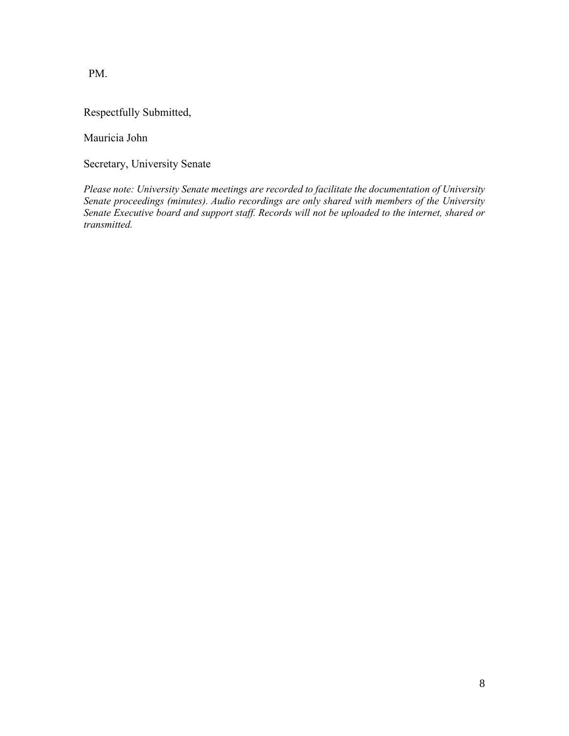PM.

Respectfully Submitted,

Mauricia John

Secretary, University Senate

*Please note: University Senate meetings are recorded to facilitate the documentation of University Senate proceedings (minutes). Audio recordings are only shared with members of the University Senate Executive board and support staff. Records will not be uploaded to the internet, shared or transmitted.*